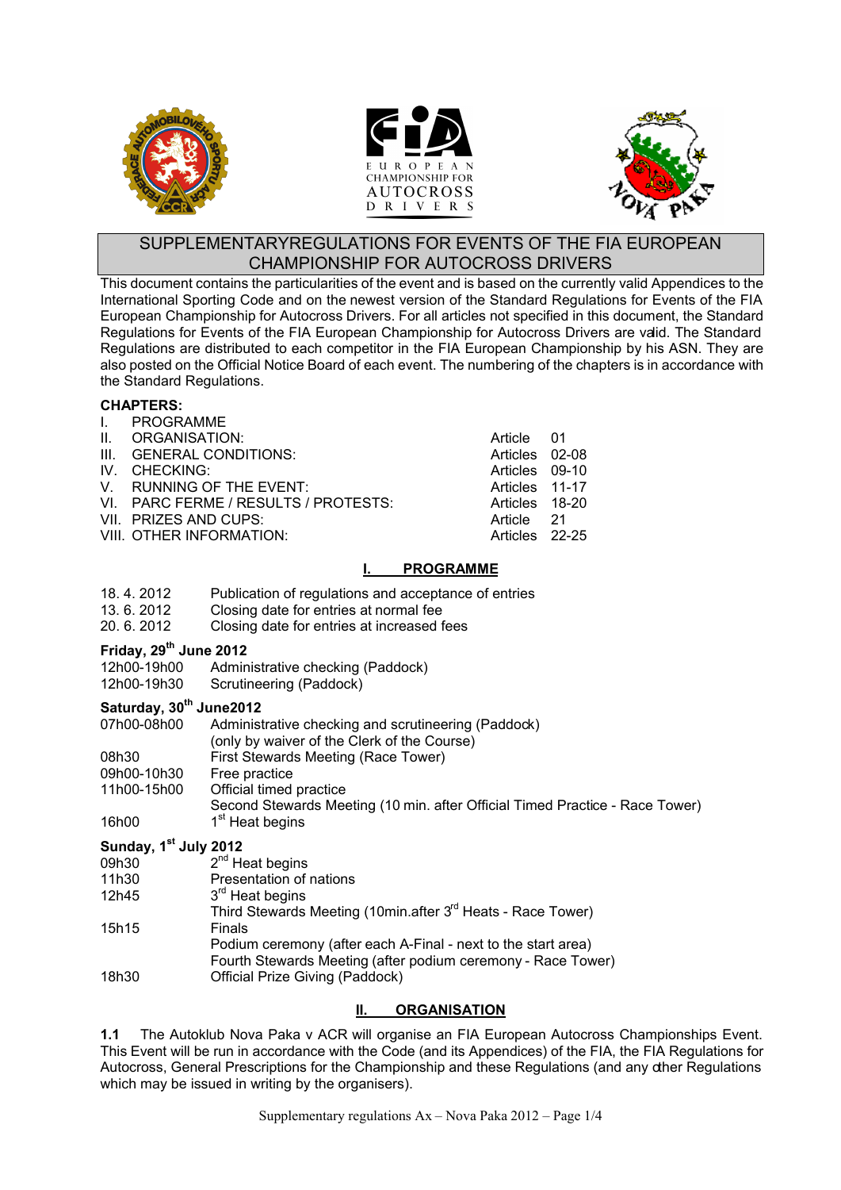# SUPPLEMENTARYREGULATIONS FOR EVENTS OF THE FIA EUROPEAN CHAMPIONSHIP FOR AUTOCROSS DRIVERS

This document contains the particularities of the event and is based on the currently valid Appendices to the International Sporting Code and on the newest version of the Standard Regulations for Events of the FIA European Championship for Autocross Drivers. For all articles not specified in this document, the Standard Regulations for Events of the FIA European Championship for Autocross Drivers are valid. The Standard Regulations are distributed to each competitor in the FIA European Championship by his ASN. They are also posted on the Official Notice Board of each event. The numbering of the chapters is in accordance with the Standard Regulations.

**CHAPTERS:**

| | | | |
|---|---|---|---|
| I. | PROGRAMME | | |
| II. | ORGANISATION: | Article | 01 |
| III. | GENERAL CONDITIONS: | Articles | 02-08 |
| IV. | CHECKING: | Articles | 09-10 |
| V. | RUNNING OF THE EVENT: | Articles | 11-17 |
| VI. | PARC FERME / RESULTS / PROTESTS: | Articles | 18-20 |
| VII. | PRIZES AND CUPS: | Article | 21 |
| VIII. | OTHER INFORMATION: | Articles | 22-25 |

## I. PROGRAMME

| | |
|---|---|
| 18. 4. 2012 | Publication of regulations and acceptance of entries |
| 13. 6. 2012 | Closing date for entries at normal fee |
| 20. 6. 2012 | Closing date for entries at increased fees |

**Friday, 29th June 2012**

| | |
|---|---|
| 12h00-19h00 | Administrative checking (Paddock) |
| 12h00-19h30 | Scrutineering (Paddock) |

**Saturday, 30th June2012**

| | |
|---|---|
| 07h00-08h00 | Administrative checking and scrutineering (Paddock) (only by waiver of the Clerk of the Course) |
| 08h30 | First Stewards Meeting (Race Tower) |
| 09h00-10h30 | Free practice |
| 11h00-15h00 | Official timed practice |
| | Second Stewards Meeting (10 min. after Official Timed Practice - Race Tower) |
| 16h00 | 1st Heat begins |

**Sunday, 1st July 2012**

| | |
|---|---|
| 09h30 | 2nd Heat begins |
| 11h30 | Presentation of nations |
| 12h45 | 3rd Heat begins |
| | Third Stewards Meeting (10min.after 3rd Heats - Race Tower) |
| 15h15 | Finals |
| | Podium ceremony (after each A-Final - next to the start area) |
| | Fourth Stewards Meeting (after podium ceremony - Race Tower) |
| 18h30 | Official Prize Giving (Paddock) |

## II. ORGANISATION

**1.1** The Autoklub Nova Paka v ACR will organise an FIA European Autocross Championships Event. This Event will be run in accordance with the Code (and its Appendices) of the FIA, the FIA Regulations for Autocross, General Prescriptions for the Championship and these Regulations (and any other Regulations which may be issued in writing by the organisers).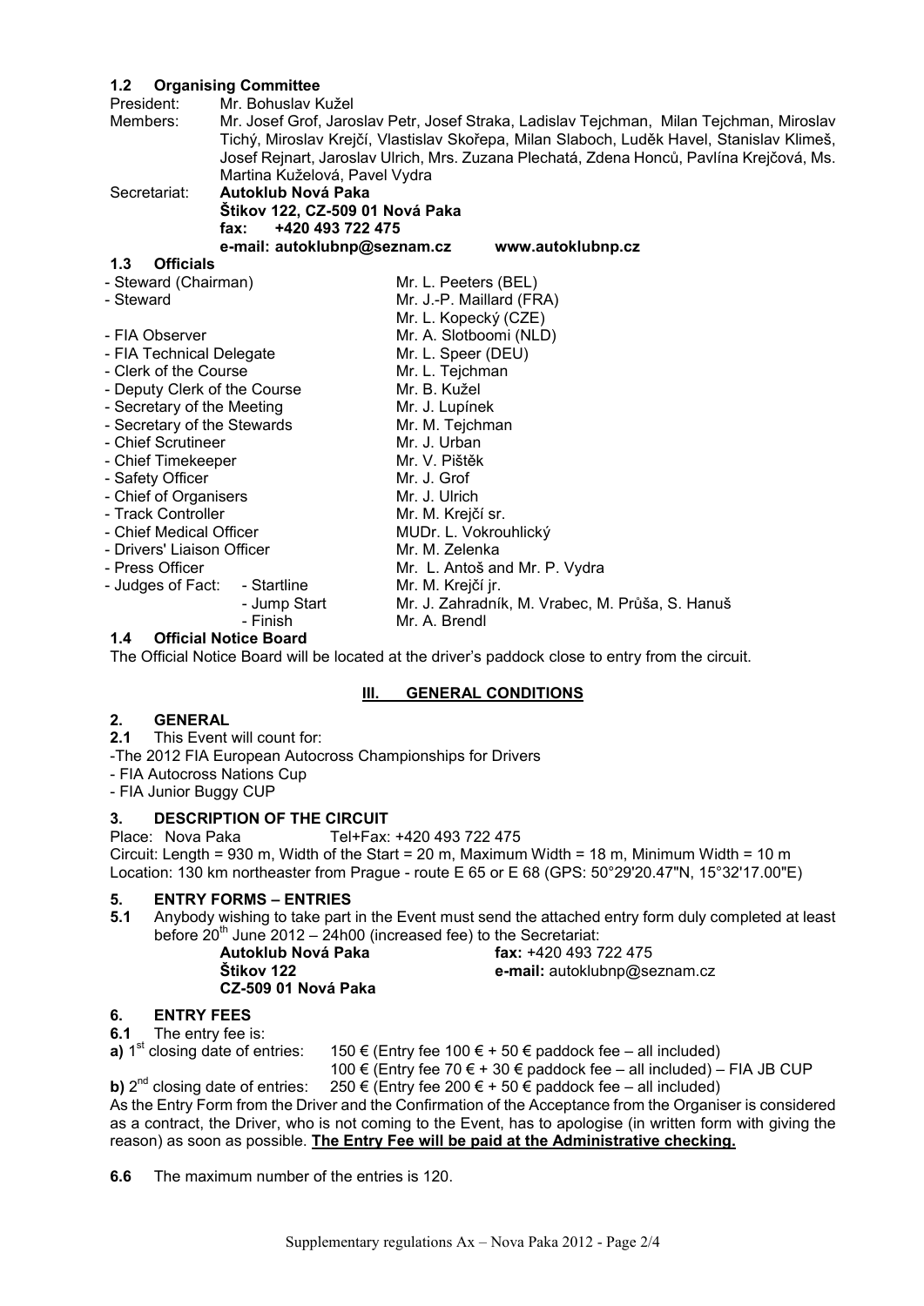### 1.2 Organising Committee

President: Mr. Bohuslav Kužel

Members: Mr. Josef Grof, Jaroslav Petr, Josef Straka, Ladislav Tejchman, Milan Tejchman, Miroslav Tichý, Miroslav Krejčí, Vlastislav Skořepa, Milan Slaboch, Luděk Havel, Stanislav Klimeš, Josef Rejnart, Jaroslav Ulrich, Mrs. Zuzana Plechatá, Zdena Honců, Pavlína Krejčová, Ms. Martina Kuželová, Pavel Vydra

Secretariat: **Autoklub Nová Paka**
**Štikov 122, CZ-509 01 Nová Paka**
**fax: +420 493 722 475**
**e-mail: autoklubnp@seznam.cz www.autoklubnp.cz**

### 1.3 Officials

| | |
|---|---|
| - Steward (Chairman) | Mr. L. Peeters (BEL) |
| - Steward | Mr. J.-P. Maillard (FRA) |
| | Mr. L. Kopecký (CZE) |
| - FIA Observer | Mr. A. Slotboomi (NLD) |
| - FIA Technical Delegate | Mr. L. Speer (DEU) |
| - Clerk of the Course | Mr. L. Tejchman |
| - Deputy Clerk of the Course | Mr. B. Kužel |
| - Secretary of the Meeting | Mr. J. Lupínek |
| - Secretary of the Stewards | Mr. M. Tejchman |
| - Chief Scrutineer | Mr. J. Urban |
| - Chief Timekeeper | Mr. V. Pištěk |
| - Safety Officer | Mr. J. Grof |
| - Chief of Organisers | Mr. J. Ulrich |
| - Track Controller | Mr. M. Krejčí sr. |
| - Chief Medical Officer | MUDr. L. Vokrouhlický |
| - Drivers' Liaison Officer | Mr. M. Zelenka |
| - Press Officer | Mr. L. Antoš and Mr. P. Vydra |
| - Judges of Fact: - Startline | Mr. M. Krejčí jr. |
| - Jump Start | Mr. J. Zahradník, M. Vrabec, M. Průša, S. Hanuš |
| - Finish | Mr. A. Brendl |

### 1.4 Official Notice Board

The Official Notice Board will be located at the driver's paddock close to entry from the circuit.

## III. GENERAL CONDITIONS

### 2. GENERAL

**2.1** This Event will count for:

-The 2012 FIA European Autocross Championships for Drivers
- FIA Autocross Nations Cup
- FIA Junior Buggy CUP

### 3. DESCRIPTION OF THE CIRCUIT

Place: Nova Paka Tel+Fax: +420 493 722 475

Circuit: Length = 930 m, Width of the Start = 20 m, Maximum Width = 18 m, Minimum Width = 10 m

Location: 130 km northeaster from Prague - route E 65 or E 68 (GPS: 50°29'20.47"N, 15°32'17.00"E)

### 5. ENTRY FORMS – ENTRIES

**5.1** Anybody wishing to take part in the Event must send the attached entry form duly completed at least before 20th June 2012 – 24h00 (increased fee) to the Secretariat:

**Autoklub Nová Paka**
**Štikov 122**
**CZ-509 01 Nová Paka**

**fax:** +420 493 722 475
**e-mail:** autoklubnp@seznam.cz

### 6. ENTRY FEES

**6.1** The entry fee is:

**a)** 1st closing date of entries: 150 € (Entry fee 100 € + 50 € paddock fee – all included)
100 € (Entry fee 70 € + 30 € paddock fee – all included) – FIA JB CUP

**b)** 2nd closing date of entries: 250 € (Entry fee 200 € + 50 € paddock fee – all included)

As the Entry Form from the Driver and the Confirmation of the Acceptance from the Organiser is considered as a contract, the Driver, who is not coming to the Event, has to apologise (in written form with giving the reason) as soon as possible. **The Entry Fee will be paid at the Administrative checking.**

**6.6** The maximum number of the entries is 120.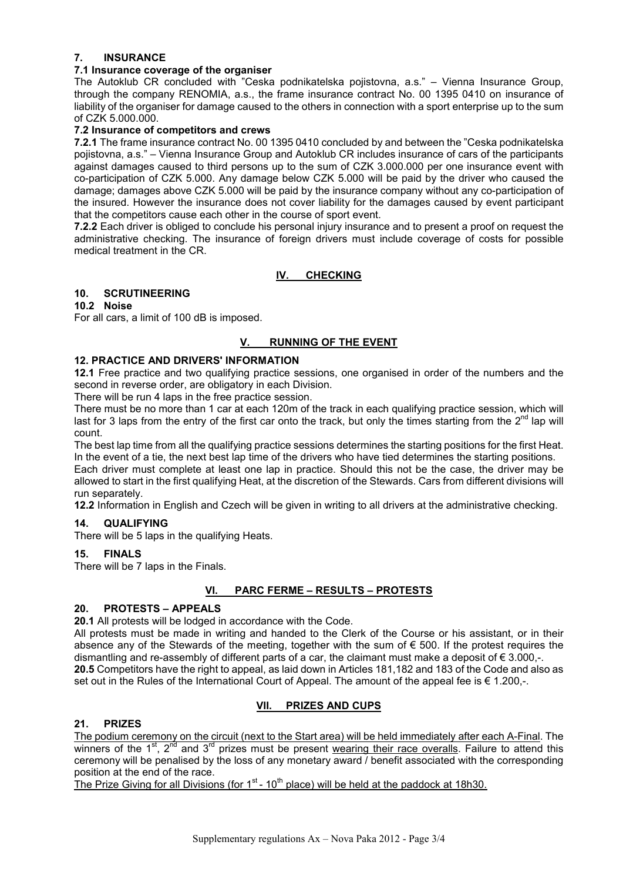## 7. INSURANCE

### 7.1 Insurance coverage of the organiser

The Autoklub CR concluded with "Ceska podnikatelska pojistovna, a.s." – Vienna Insurance Group, through the company RENOMIA, a.s., the frame insurance contract No. 00 1395 0410 on insurance of liability of the organiser for damage caused to the others in connection with a sport enterprise up to the sum of CZK 5.000.000.

### 7.2 Insurance of competitors and crews

**7.2.1** The frame insurance contract No. 00 1395 0410 concluded by and between the "Ceska podnikatelska pojistovna, a.s." – Vienna Insurance Group and Autoklub CR includes insurance of cars of the participants against damages caused to third persons up to the sum of CZK 3.000.000 per one insurance event with co-participation of CZK 5.000. Any damage below CZK 5.000 will be paid by the driver who caused the damage; damages above CZK 5.000 will be paid by the insurance company without any co-participation of the insured. However the insurance does not cover liability for the damages caused by event participant that the competitors cause each other in the course of sport event.

**7.2.2** Each driver is obliged to conclude his personal injury insurance and to present a proof on request the administrative checking. The insurance of foreign drivers must include coverage of costs for possible medical treatment in the CR.

# IV. CHECKING

## 10. SCRUTINEERING

### 10.2 Noise

For all cars, a limit of 100 dB is imposed.

# V. RUNNING OF THE EVENT

## 12. PRACTICE AND DRIVERS' INFORMATION

**12.1** Free practice and two qualifying practice sessions, one organised in order of the numbers and the second in reverse order, are obligatory in each Division.

There will be run 4 laps in the free practice session.

There must be no more than 1 car at each 120m of the track in each qualifying practice session, which will last for 3 laps from the entry of the first car onto the track, but only the times starting from the 2nd lap will count.

The best lap time from all the qualifying practice sessions determines the starting positions for the first Heat. In the event of a tie, the next best lap time of the drivers who have tied determines the starting positions.

Each driver must complete at least one lap in practice. Should this not be the case, the driver may be allowed to start in the first qualifying Heat, at the discretion of the Stewards. Cars from different divisions will run separately.

**12.2** Information in English and Czech will be given in writing to all drivers at the administrative checking.

## 14. QUALIFYING

There will be 5 laps in the qualifying Heats.

## 15. FINALS

There will be 7 laps in the Finals.

# VI. PARC FERME – RESULTS – PROTESTS

## 20. PROTESTS – APPEALS

**20.1** All protests will be lodged in accordance with the Code.

All protests must be made in writing and handed to the Clerk of the Course or his assistant, or in their absence any of the Stewards of the meeting, together with the sum of € 500. If the protest requires the dismantling and re-assembly of different parts of a car, the claimant must make a deposit of € 3.000,-.

**20.5** Competitors have the right to appeal, as laid down in Articles 181,182 and 183 of the Code and also as set out in the Rules of the International Court of Appeal. The amount of the appeal fee is € 1.200,-.

# VII. PRIZES AND CUPS

## 21. PRIZES

The podium ceremony on the circuit (next to the Start area) will be held immediately after each A-Final. The winners of the 1st, 2nd and 3rd prizes must be present wearing their race overalls. Failure to attend this ceremony will be penalised by the loss of any monetary award / benefit associated with the corresponding position at the end of the race.

The Prize Giving for all Divisions (for 1st - 10th place) will be held at the paddock at 18h30.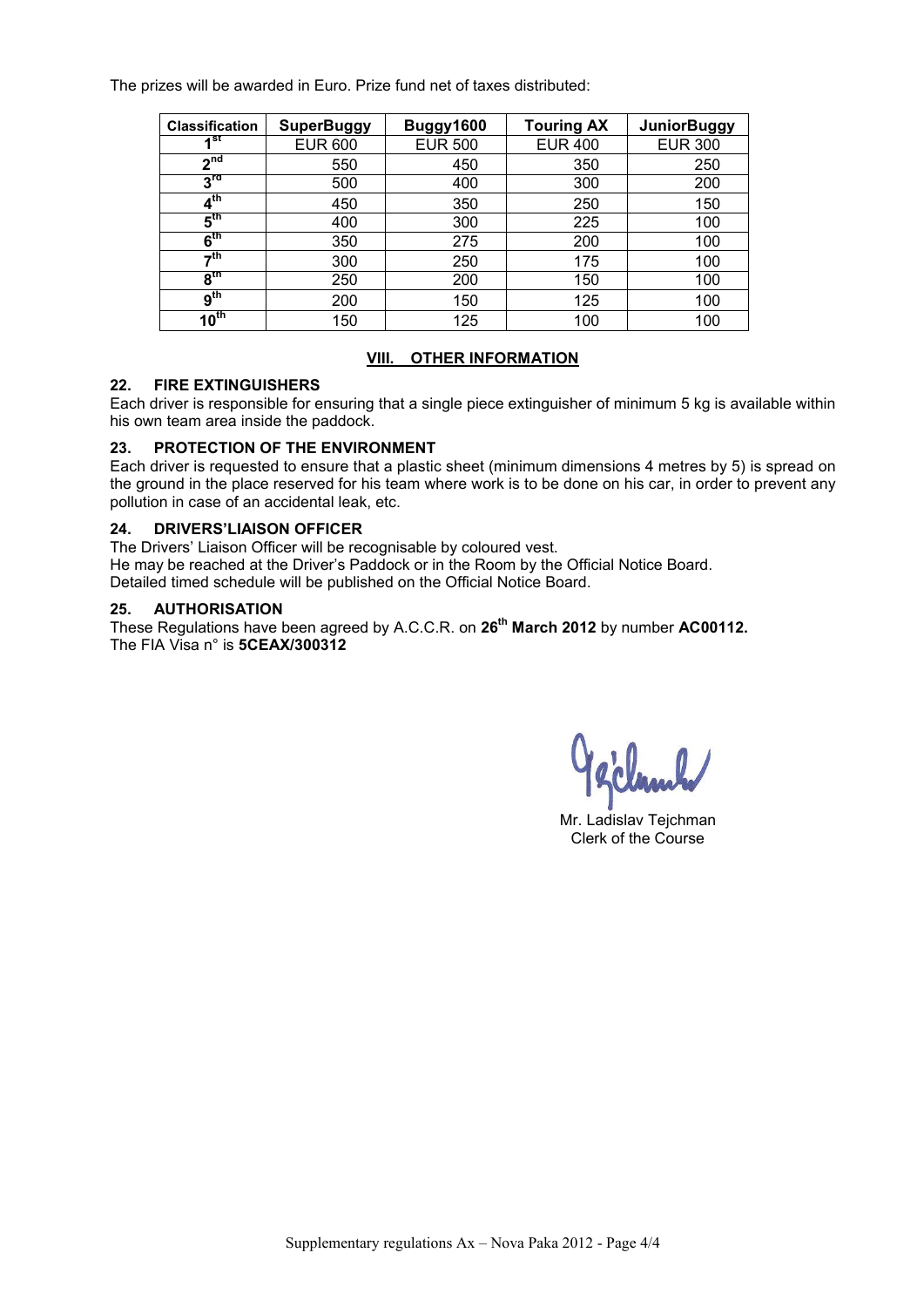The prizes will be awarded in Euro. Prize fund net of taxes distributed:

| Classification | SuperBuggy | Buggy1600 | Touring AX | JuniorBuggy |
|---|---|---|---|---|
| 1st | EUR 600 | EUR 500 | EUR 400 | EUR 300 |
| 2nd | 550 | 450 | 350 | 250 |
| 3rd | 500 | 400 | 300 | 200 |
| 4th | 450 | 350 | 250 | 150 |
| 5th | 400 | 300 | 225 | 100 |
| 6th | 350 | 275 | 200 | 100 |
| 7th | 300 | 250 | 175 | 100 |
| 8th | 250 | 200 | 150 | 100 |
| 9th | 200 | 150 | 125 | 100 |
| 10th | 150 | 125 | 100 | 100 |

## VIII. OTHER INFORMATION

### 22. FIRE EXTINGUISHERS

Each driver is responsible for ensuring that a single piece extinguisher of minimum 5 kg is available within his own team area inside the paddock.

### 23. PROTECTION OF THE ENVIRONMENT

Each driver is requested to ensure that a plastic sheet (minimum dimensions 4 metres by 5) is spread on the ground in the place reserved for his team where work is to be done on his car, in order to prevent any pollution in case of an accidental leak, etc.

### 24. DRIVERS'LIAISON OFFICER

The Drivers' Liaison Officer will be recognisable by coloured vest.
He may be reached at the Driver's Paddock or in the Room by the Official Notice Board.
Detailed timed schedule will be published on the Official Notice Board.

### 25. AUTHORISATION

These Regulations have been agreed by A.C.C.R. on **26th March 2012** by number **AC00112.**
The FIA Visa n° is **5CEAX/300312**

Mr. Ladislav Tejchman
Clerk of the Course